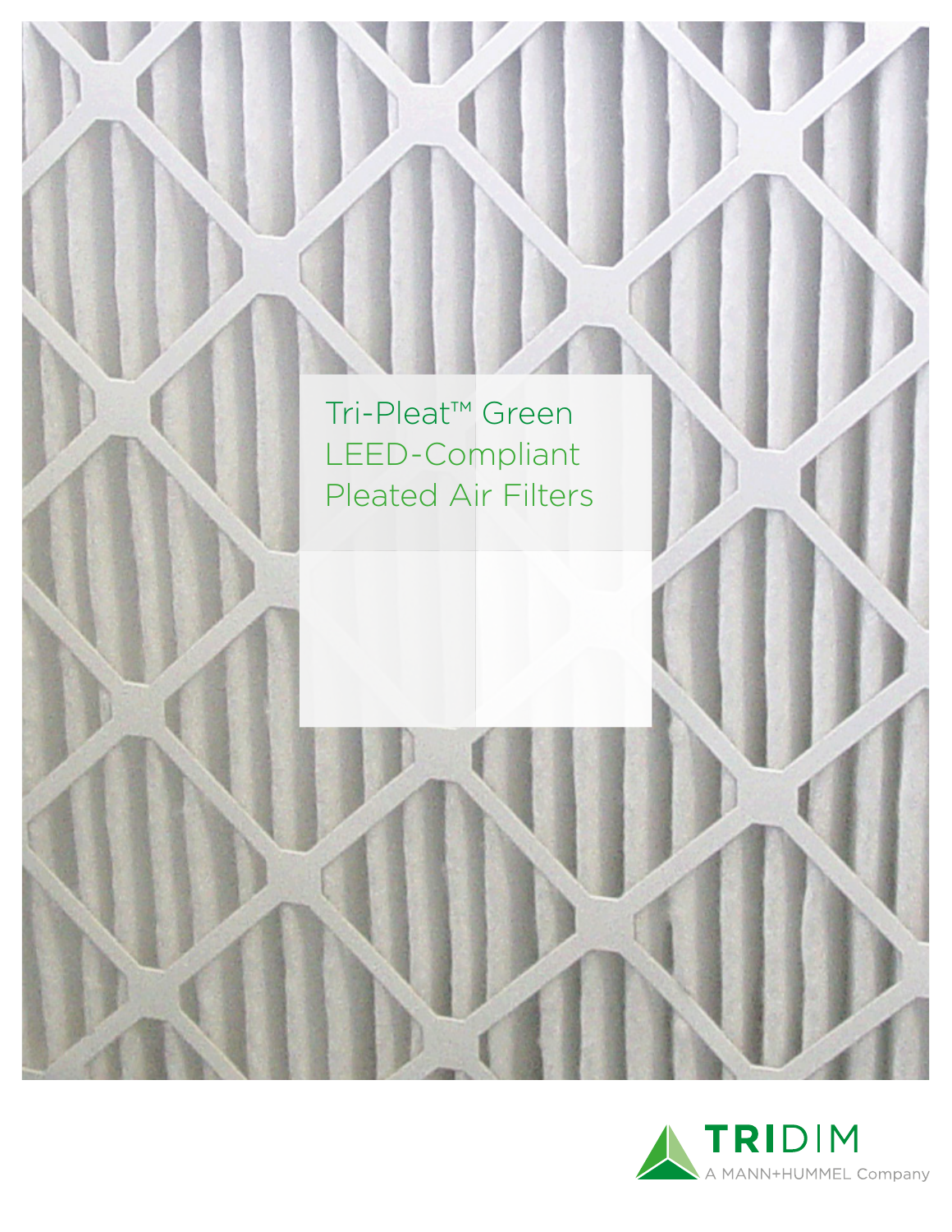# Tri-Pleat™ Green LEED-Compliant Pleated Air Filters

TRIDIM
A MANN+HUMMEL Company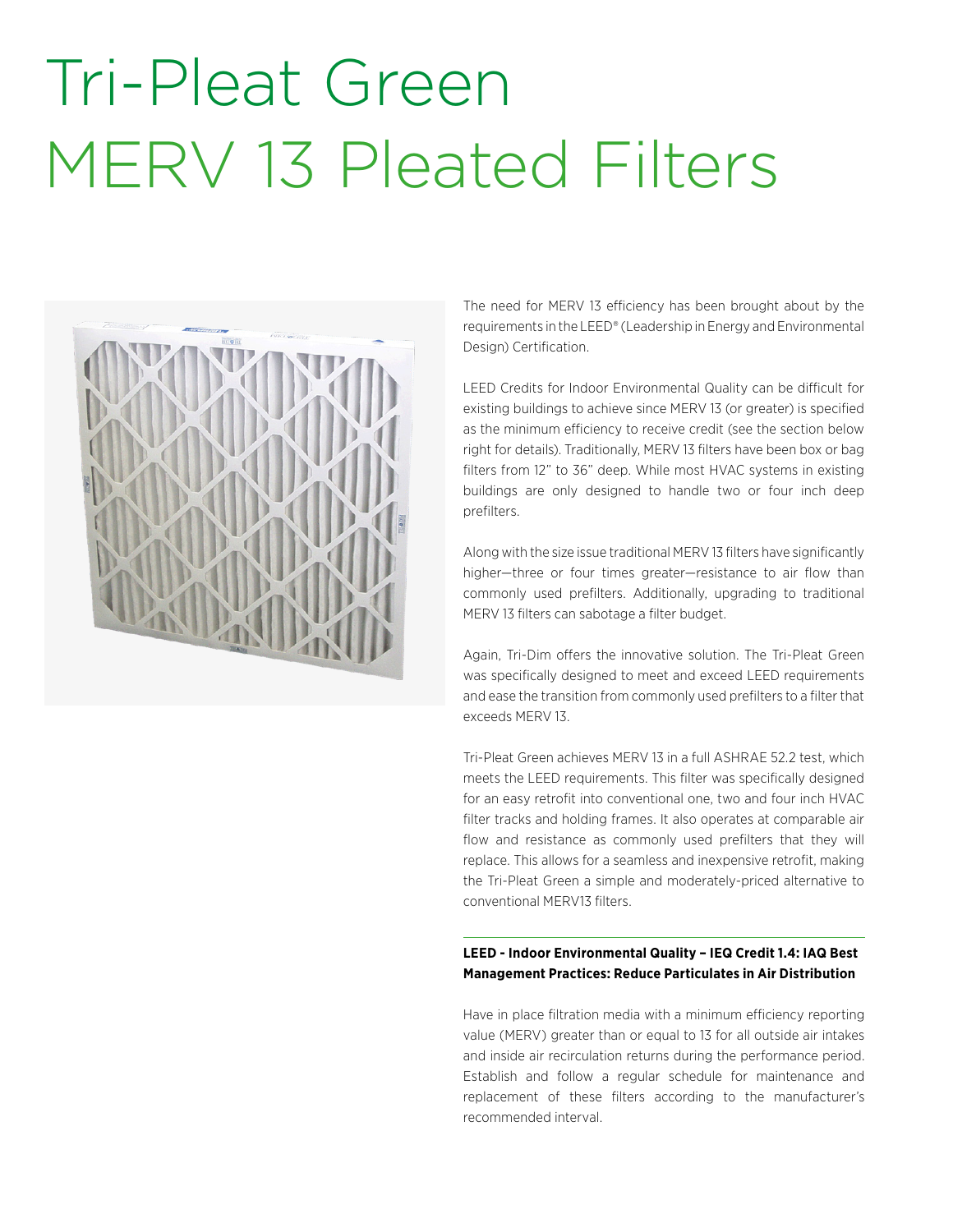# Tri-Pleat Green MERV 13 Pleated Filters

The need for MERV 13 efficiency has been brought about by the requirements in the LEED® (Leadership in Energy and Environmental Design) Certification.

LEED Credits for Indoor Environmental Quality can be difficult for existing buildings to achieve since MERV 13 (or greater) is specified as the minimum efficiency to receive credit (see the section below right for details). Traditionally, MERV 13 filters have been box or bag filters from 12" to 36" deep. While most HVAC systems in existing buildings are only designed to handle two or four inch deep prefilters.

Along with the size issue traditional MERV 13 filters have significantly higher—three or four times greater—resistance to air flow than commonly used prefilters. Additionally, upgrading to traditional MERV 13 filters can sabotage a filter budget.

Again, Tri-Dim offers the innovative solution. The Tri-Pleat Green was specifically designed to meet and exceed LEED requirements and ease the transition from commonly used prefilters to a filter that exceeds MERV 13.

Tri-Pleat Green achieves MERV 13 in a full ASHRAE 52.2 test, which meets the LEED requirements. This filter was specifically designed for an easy retrofit into conventional one, two and four inch HVAC filter tracks and holding frames. It also operates at comparable air flow and resistance as commonly used prefilters that they will replace. This allows for a seamless and inexpensive retrofit, making the Tri-Pleat Green a simple and moderately-priced alternative to conventional MERV13 filters.

**LEED - Indoor Environmental Quality – IEQ Credit 1.4: IAQ Best Management Practices: Reduce Particulates in Air Distribution**

Have in place filtration media with a minimum efficiency reporting value (MERV) greater than or equal to 13 for all outside air intakes and inside air recirculation returns during the performance period. Establish and follow a regular schedule for maintenance and replacement of these filters according to the manufacturer's recommended interval.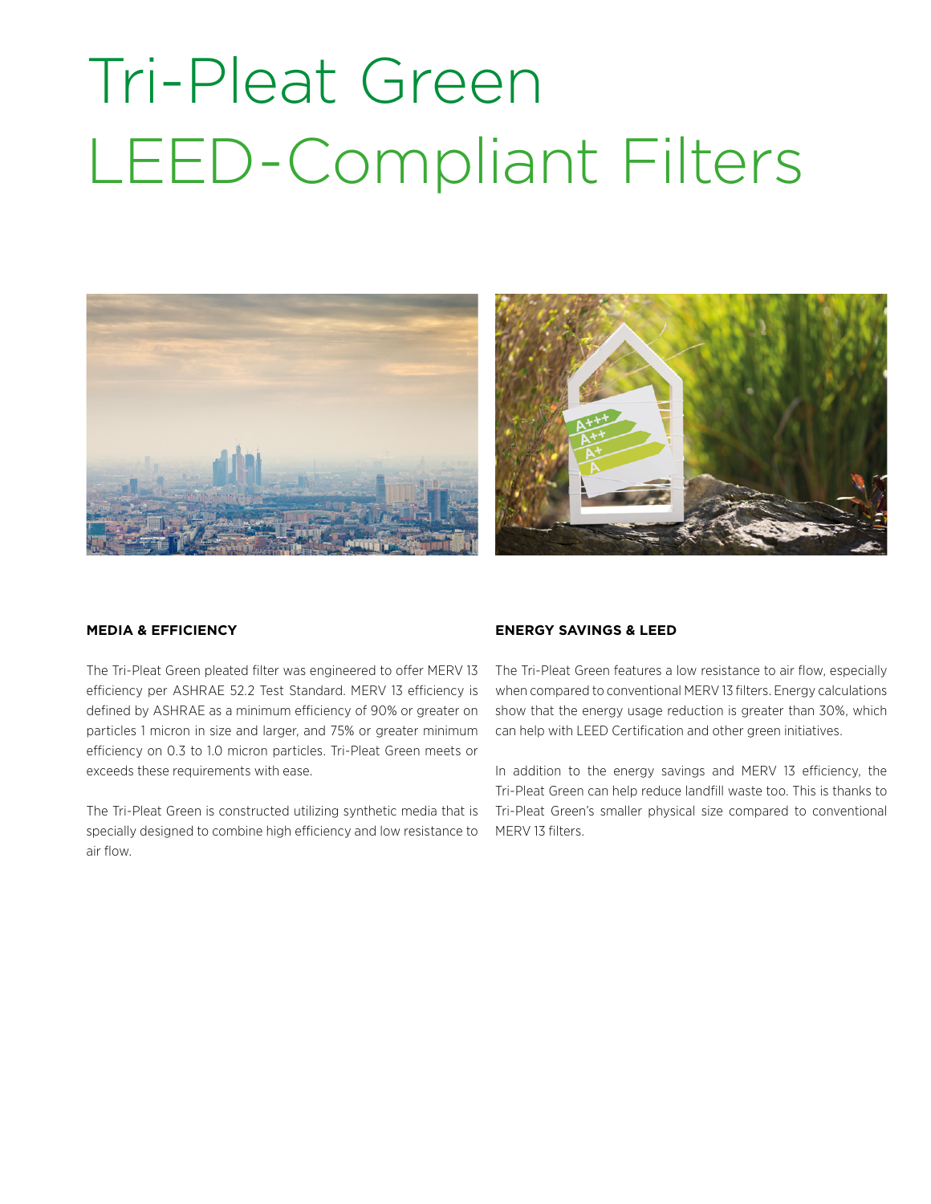# Tri-Pleat Green LEED-Compliant Filters

**MEDIA & EFFICIENCY**

The Tri-Pleat Green pleated filter was engineered to offer MERV 13 efficiency per ASHRAE 52.2 Test Standard. MERV 13 efficiency is defined by ASHRAE as a minimum efficiency of 90% or greater on particles 1 micron in size and larger, and 75% or greater minimum efficiency on 0.3 to 1.0 micron particles. Tri-Pleat Green meets or exceeds these requirements with ease.

The Tri-Pleat Green is constructed utilizing synthetic media that is specially designed to combine high efficiency and low resistance to air flow.

**ENERGY SAVINGS & LEED**

The Tri-Pleat Green features a low resistance to air flow, especially when compared to conventional MERV 13 filters. Energy calculations show that the energy usage reduction is greater than 30%, which can help with LEED Certification and other green initiatives.

In addition to the energy savings and MERV 13 efficiency, the Tri-Pleat Green can help reduce landfill waste too. This is thanks to Tri-Pleat Green's smaller physical size compared to conventional MERV 13 filters.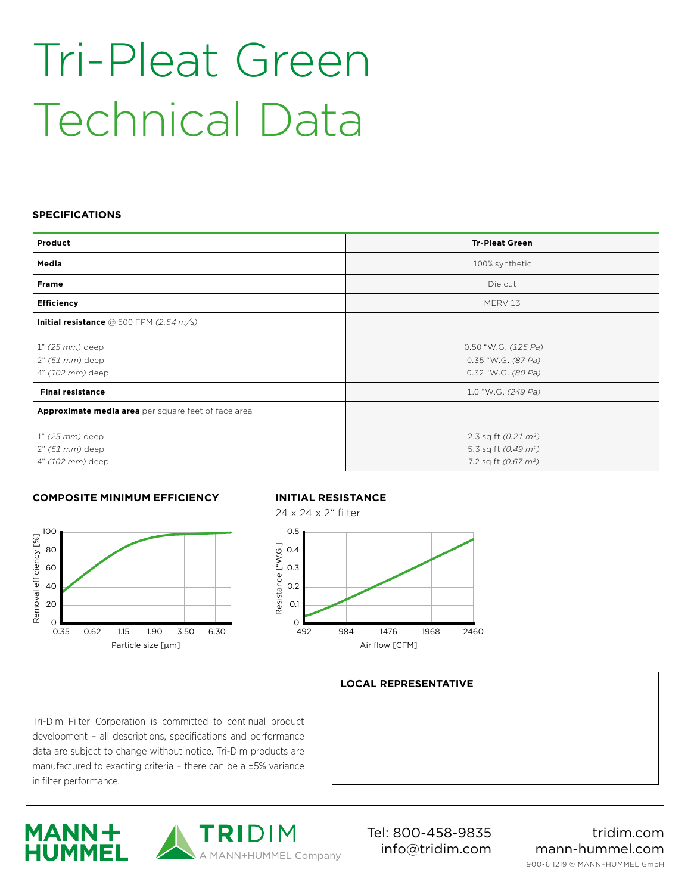# Tri-Pleat Green Technical Data

### SPECIFICATIONS

| Product | Tr-Pleat Green |
|---|---|
| **Media** | 100% synthetic |
| **Frame** | Die cut |
| **Efficiency** | MERV 13 |
| **Initial resistance** @ 500 FPM *(2.54 m/s)* | |
| 1" *(25 mm)* deep | 0.50 "W.G. *(125 Pa)* |
| 2" *(51 mm)* deep | 0.35 "W.G. *(87 Pa)* |
| 4" *(102 mm)* deep | 0.32 "W.G. *(80 Pa)* |
| **Final resistance** | 1.0 "W.G. *(249 Pa)* |
| **Approximate media area** per square feet of face area | |
| 1" *(25 mm)* deep | 2.3 sq ft *(0.21 m²)* |
| 2" *(51 mm)* deep | 5.3 sq ft *(0.49 m²)* |
| 4" *(102 mm)* deep | 7.2 sq ft *(0.67 m²)* |

### COMPOSITE MINIMUM EFFICIENCY

Removal efficiency [%]
100
80
60
40
20
0
0.35 0.62 1.15 1.90 3.50 6.30
Particle size [µm]

### INITIAL RESISTANCE

24 x 24 x 2" filter

Resistance ["W.G.]
0.5
0.4
0.3
0.2
0.1
0
492 984 1476 1968 2460
Air flow [CFM]

Tri-Dim Filter Corporation is committed to continual product development – all descriptions, specifications and performance data are subject to change without notice. Tri-Dim products are manufactured to exacting criteria – there can be a ±5% variance in filter performance.

**LOCAL REPRESENTATIVE**

MANN+HUMMEL

TRIDIM
A MANN+HUMMEL Company

Tel: 800-458-9835
info@tridim.com

tridim.com
mann-hummel.com

1900-6 1219 © MANN+HUMMEL GmbH